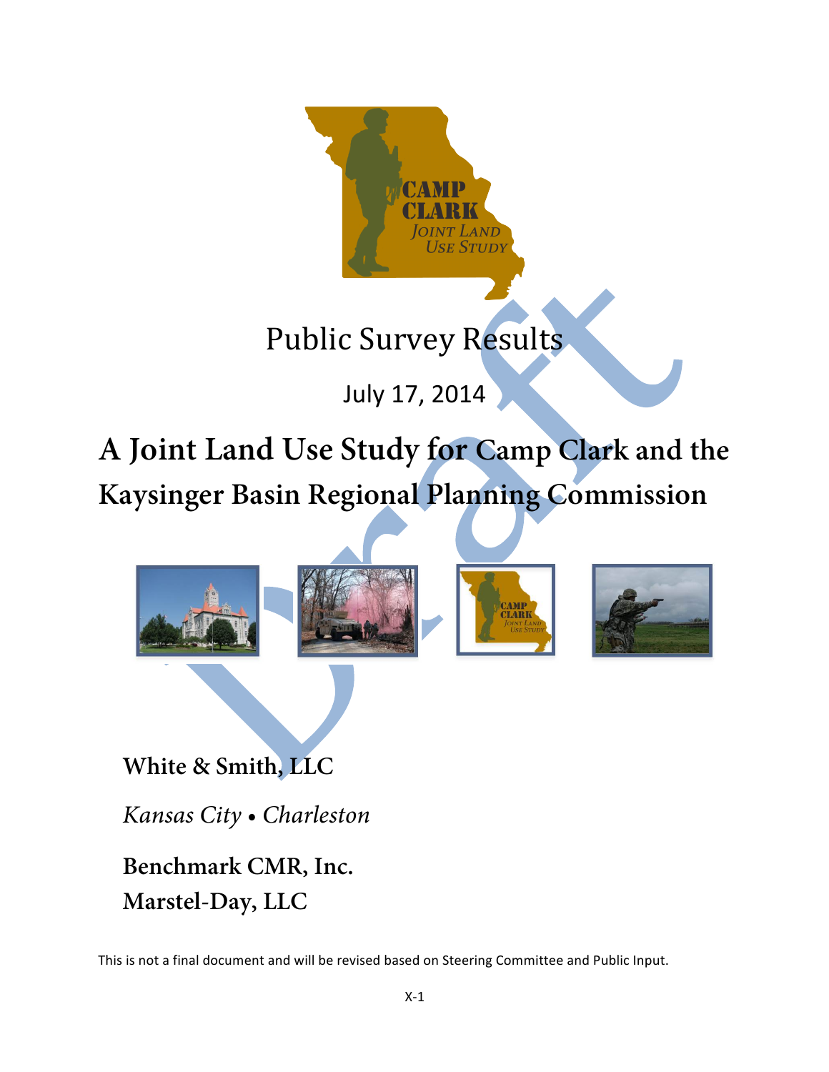# Public Survey Results

July 17, 2014

# A Joint Land Use Study for Camp Clark and the Kaysinger Basin Regional Planning Commission

**White & Smith, LLC**

*Kansas City • Charleston*

**Benchmark CMR, Inc.**

**Marstel-Day, LLC**

This is not a final document and will be revised based on Steering Committee and Public Input.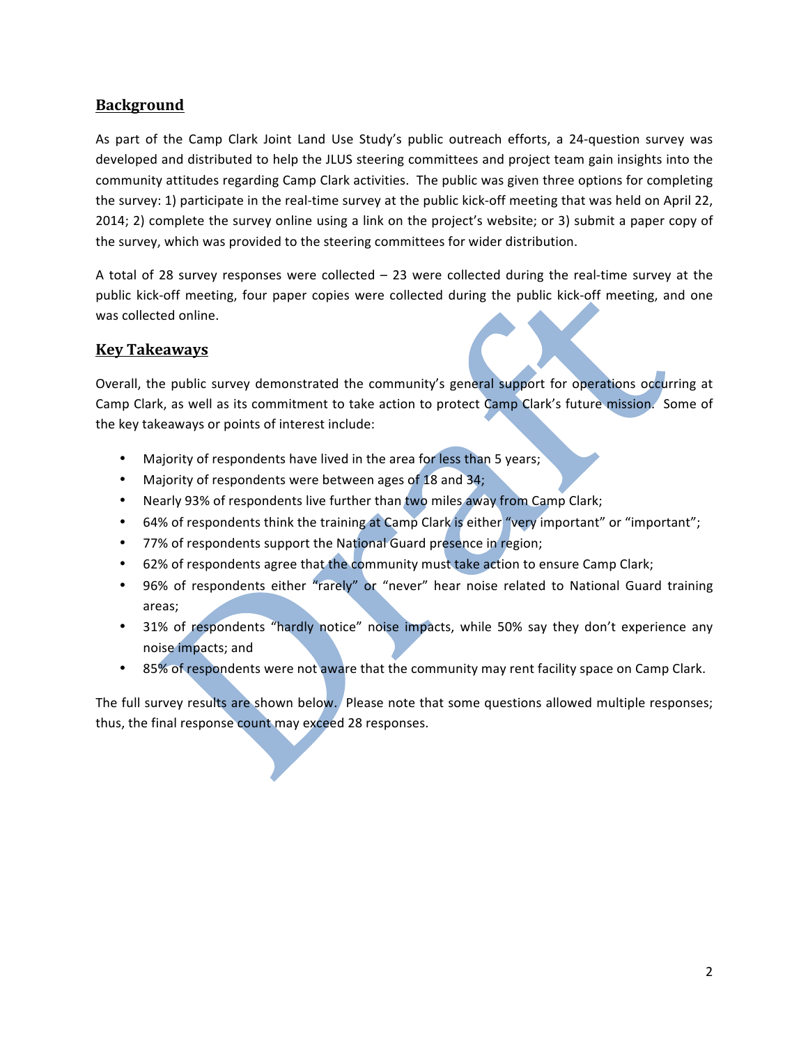## Background

As part of the Camp Clark Joint Land Use Study's public outreach efforts, a 24-question survey was developed and distributed to help the JLUS steering committees and project team gain insights into the community attitudes regarding Camp Clark activities. The public was given three options for completing the survey: 1) participate in the real-time survey at the public kick-off meeting that was held on April 22, 2014; 2) complete the survey online using a link on the project's website; or 3) submit a paper copy of the survey, which was provided to the steering committees for wider distribution.

A total of 28 survey responses were collected – 23 were collected during the real-time survey at the public kick-off meeting, four paper copies were collected during the public kick-off meeting, and one was collected online.

## Key Takeaways

Overall, the public survey demonstrated the community's general support for operations occurring at Camp Clark, as well as its commitment to take action to protect Camp Clark's future mission. Some of the key takeaways or points of interest include:

- Majority of respondents have lived in the area for less than 5 years;
- Majority of respondents were between ages of 18 and 34;
- Nearly 93% of respondents live further than two miles away from Camp Clark;
- 64% of respondents think the training at Camp Clark is either "very important" or "important";
- 77% of respondents support the National Guard presence in region;
- 62% of respondents agree that the community must take action to ensure Camp Clark;
- 96% of respondents either "rarely" or "never" hear noise related to National Guard training areas;
- 31% of respondents "hardly notice" noise impacts, while 50% say they don't experience any noise impacts; and
- 85% of respondents were not aware that the community may rent facility space on Camp Clark.

The full survey results are shown below. Please note that some questions allowed multiple responses; thus, the final response count may exceed 28 responses.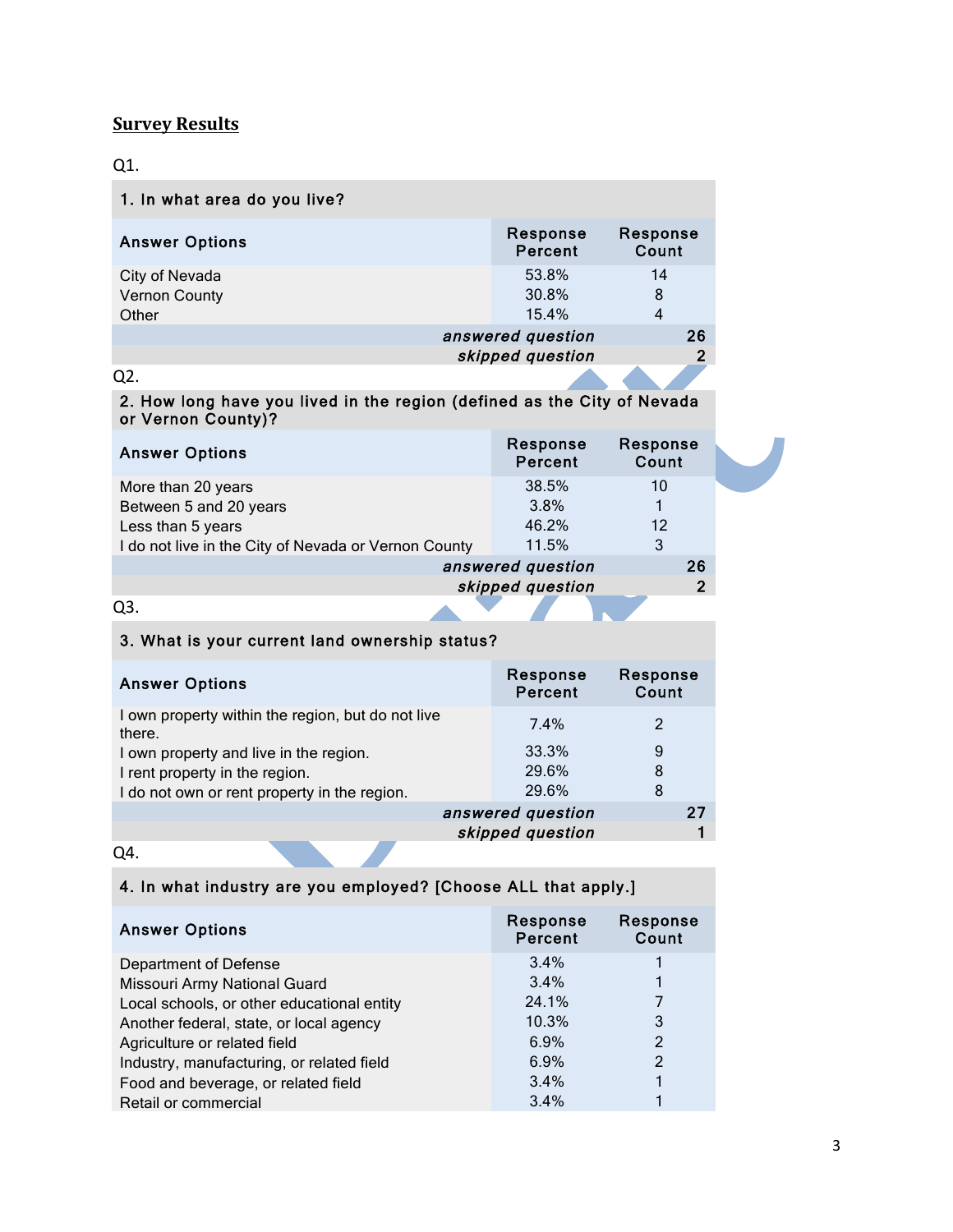## Survey Results

Q1.

| 1. In what area do you live? | | |
|---|---|---|
| **Answer Options** | **Response Percent** | **Response Count** |
| City of Nevada | 53.8% | 14 |
| Vernon County | 30.8% | 8 |
| Other | 15.4% | 4 |
| | *answered question* | 26 |
| | *skipped question* | 2 |

Q2.

| 2. How long have you lived in the region (defined as the City of Nevada or Vernon County)? | | |
|---|---|---|
| **Answer Options** | **Response Percent** | **Response Count** |
| More than 20 years | 38.5% | 10 |
| Between 5 and 20 years | 3.8% | 1 |
| Less than 5 years | 46.2% | 12 |
| I do not live in the City of Nevada or Vernon County | 11.5% | 3 |
| | *answered question* | 26 |
| | *skipped question* | 2 |

Q3.

| 3. What is your current land ownership status? | | |
|---|---|---|
| **Answer Options** | **Response Percent** | **Response Count** |
| I own property within the region, but do not live there. | 7.4% | 2 |
| I own property and live in the region. | 33.3% | 9 |
| I rent property in the region. | 29.6% | 8 |
| I do not own or rent property in the region. | 29.6% | 8 |
| | *answered question* | 27 |
| | *skipped question* | 1 |

Q4.

| 4. In what industry are you employed? [Choose ALL that apply.] | | |
|---|---|---|
| **Answer Options** | **Response Percent** | **Response Count** |
| Department of Defense | 3.4% | 1 |
| Missouri Army National Guard | 3.4% | 1 |
| Local schools, or other educational entity | 24.1% | 7 |
| Another federal, state, or local agency | 10.3% | 3 |
| Agriculture or related field | 6.9% | 2 |
| Industry, manufacturing, or related field | 6.9% | 2 |
| Food and beverage, or related field | 3.4% | 1 |
| Retail or commercial | 3.4% | 1 |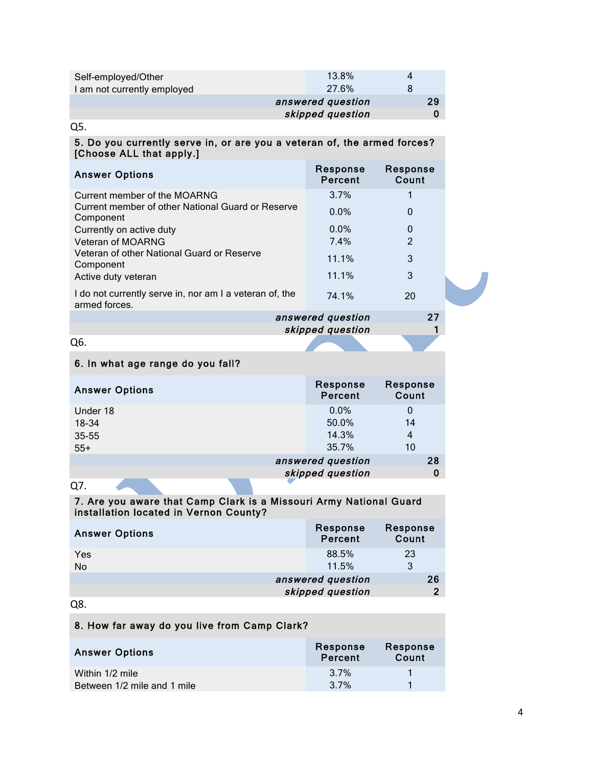| | | |
|---|---|---|
| Self-employed/Other | 13.8% | 4 |
| I am not currently employed | 27.6% | 8 |
| | ***answered question*** | **29** |
| | ***skipped question*** | **0** |

Q5.

| **5. Do you currently serve in, or are you a veteran of, the armed forces? [Choose ALL that apply.]** | | |
|---|---|---|
| **Answer Options** | **Response Percent** | **Response Count** |
| Current member of the MOARNG | 3.7% | 1 |
| Current member of other National Guard or Reserve Component | 0.0% | 0 |
| Currently on active duty | 0.0% | 0 |
| Veteran of MOARNG | 7.4% | 2 |
| Veteran of other National Guard or Reserve Component | 11.1% | 3 |
| Active duty veteran | 11.1% | 3 |
| I do not currently serve in, nor am I a veteran of, the armed forces. | 74.1% | 20 |
| | ***answered question*** | **27** |
| | ***skipped question*** | **1** |

Q6.

| **6. In what age range do you fall?** | | |
|---|---|---|
| **Answer Options** | **Response Percent** | **Response Count** |
| Under 18 | 0.0% | 0 |
| 18-34 | 50.0% | 14 |
| 35-55 | 14.3% | 4 |
| 55+ | 35.7% | 10 |
| | ***answered question*** | **28** |
| | ***skipped question*** | **0** |

Q7.

| **7. Are you aware that Camp Clark is a Missouri Army National Guard installation located in Vernon County?** | | |
|---|---|---|
| **Answer Options** | **Response Percent** | **Response Count** |
| Yes | 88.5% | 23 |
| No | 11.5% | 3 |
| | ***answered question*** | **26** |
| | ***skipped question*** | **2** |

Q8.

| **8. How far away do you live from Camp Clark?** | | |
|---|---|---|
| **Answer Options** | **Response Percent** | **Response Count** |
| Within 1/2 mile | 3.7% | 1 |
| Between 1/2 mile and 1 mile | 3.7% | 1 |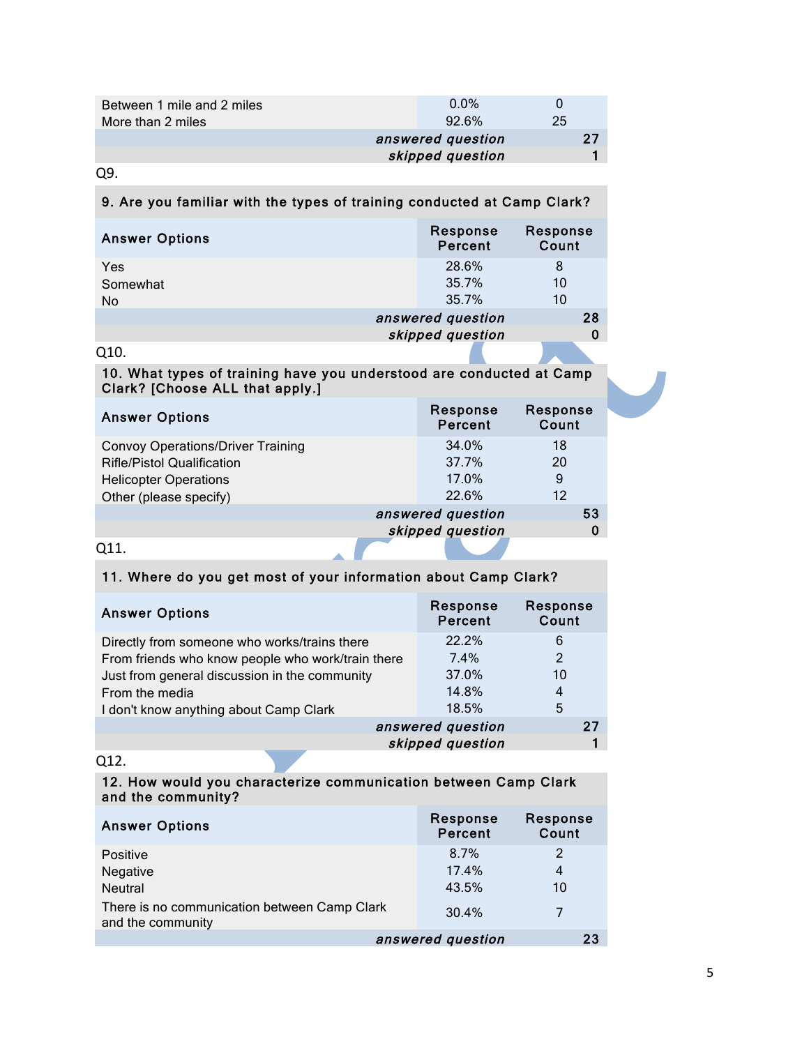| | | |
|---|---|---|
| Between 1 mile and 2 miles | 0.0% | 0 |
| More than 2 miles | 92.6% | 25 |
| | *answered question* | 27 |
| | *skipped question* | 1 |

Q9.

| 9. Are you familiar with the types of training conducted at Camp Clark? | | |
|---|---|---|
| **Answer Options** | **Response Percent** | **Response Count** |
| Yes | 28.6% | 8 |
| Somewhat | 35.7% | 10 |
| No | 35.7% | 10 |
| | *answered question* | 28 |
| | *skipped question* | 0 |

Q10.

| 10. What types of training have you understood are conducted at Camp Clark? [Choose ALL that apply.] | | |
|---|---|---|
| **Answer Options** | **Response Percent** | **Response Count** |
| Convoy Operations/Driver Training | 34.0% | 18 |
| Rifle/Pistol Qualification | 37.7% | 20 |
| Helicopter Operations | 17.0% | 9 |
| Other (please specify) | 22.6% | 12 |
| | *answered question* | 53 |
| | *skipped question* | 0 |

Q11.

| 11. Where do you get most of your information about Camp Clark? | | |
|---|---|---|
| **Answer Options** | **Response Percent** | **Response Count** |
| Directly from someone who works/trains there | 22.2% | 6 |
| From friends who know people who work/train there | 7.4% | 2 |
| Just from general discussion in the community | 37.0% | 10 |
| From the media | 14.8% | 4 |
| I don't know anything about Camp Clark | 18.5% | 5 |
| | *answered question* | 27 |
| | *skipped question* | 1 |

Q12.

| 12. How would you characterize communication between Camp Clark and the community? | | |
|---|---|---|
| **Answer Options** | **Response Percent** | **Response Count** |
| Positive | 8.7% | 2 |
| Negative | 17.4% | 4 |
| Neutral | 43.5% | 10 |
| There is no communication between Camp Clark and the community | 30.4% | 7 |
| | *answered question* | 23 |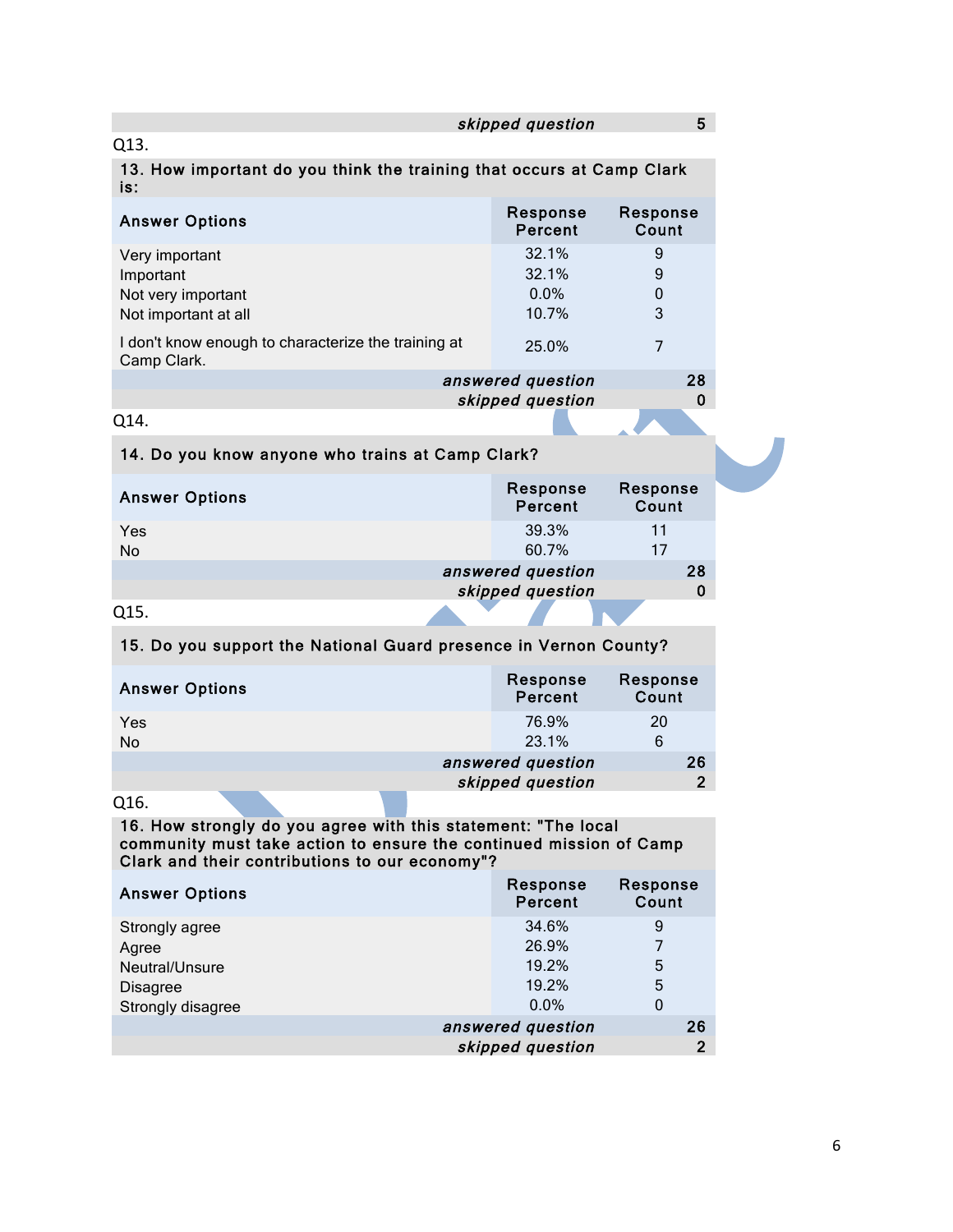| | | skipped question | 5 |
|---|---|---|---|

Q13.

| 13. How important do you think the training that occurs at Camp Clark is: | | |
|---|---|---|
| **Answer Options** | **Response Percent** | **Response Count** |
| Very important | 32.1% | 9 |
| Important | 32.1% | 9 |
| Not very important | 0.0% | 0 |
| Not important at all | 10.7% | 3 |
| I don't know enough to characterize the training at Camp Clark. | 25.0% | 7 |
| | *answered question* | 28 |
| | *skipped question* | 0 |

Q14.

| 14. Do you know anyone who trains at Camp Clark? | | |
|---|---|---|
| **Answer Options** | **Response Percent** | **Response Count** |
| Yes | 39.3% | 11 |
| No | 60.7% | 17 |
| | *answered question* | 28 |
| | *skipped question* | 0 |

Q15.

| 15. Do you support the National Guard presence in Vernon County? | | |
|---|---|---|
| **Answer Options** | **Response Percent** | **Response Count** |
| Yes | 76.9% | 20 |
| No | 23.1% | 6 |
| | *answered question* | 26 |
| | *skipped question* | 2 |

Q16.

| 16. How strongly do you agree with this statement: "The local community must take action to ensure the continued mission of Camp Clark and their contributions to our economy"? | | |
|---|---|---|
| **Answer Options** | **Response Percent** | **Response Count** |
| Strongly agree | 34.6% | 9 |
| Agree | 26.9% | 7 |
| Neutral/Unsure | 19.2% | 5 |
| Disagree | 19.2% | 5 |
| Strongly disagree | 0.0% | 0 |
| | *answered question* | 26 |
| | *skipped question* | 2 |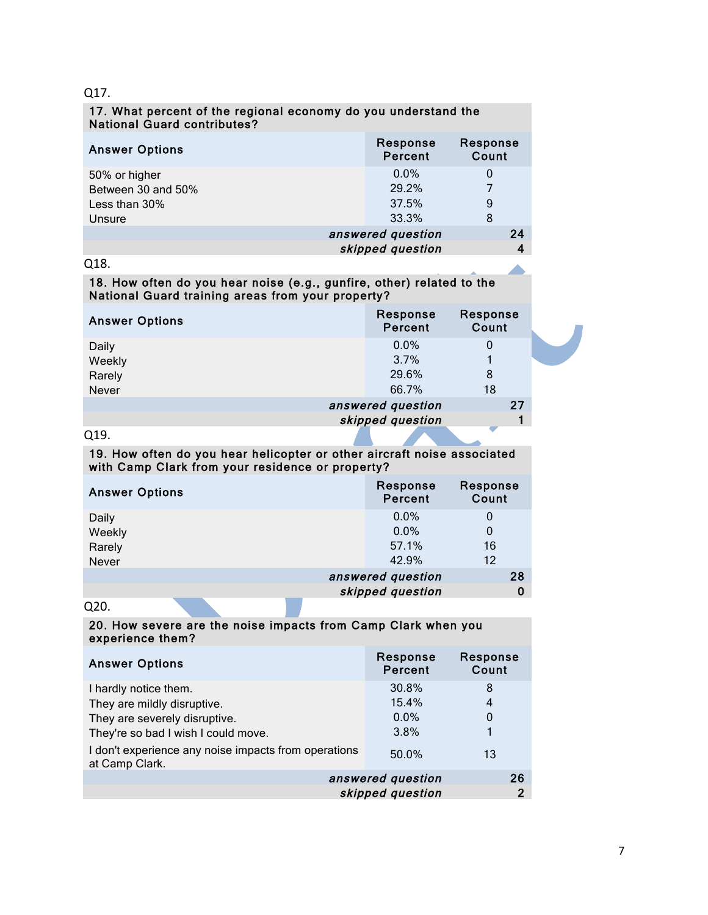Q17.

| 17. What percent of the regional economy do you understand the National Guard contributes? | | |
|---|---|---|
| **Answer Options** | **Response Percent** | **Response Count** |
| 50% or higher | 0.0% | 0 |
| Between 30 and 50% | 29.2% | 7 |
| Less than 30% | 37.5% | 9 |
| Unsure | 33.3% | 8 |
| | *answered question* | 24 |
| | *skipped question* | 4 |

Q18.

| 18. How often do you hear noise (e.g., gunfire, other) related to the National Guard training areas from your property? | | |
|---|---|---|
| **Answer Options** | **Response Percent** | **Response Count** |
| Daily | 0.0% | 0 |
| Weekly | 3.7% | 1 |
| Rarely | 29.6% | 8 |
| Never | 66.7% | 18 |
| | *answered question* | 27 |
| | *skipped question* | 1 |

Q19.

| 19. How often do you hear helicopter or other aircraft noise associated with Camp Clark from your residence or property? | | |
|---|---|---|
| **Answer Options** | **Response Percent** | **Response Count** |
| Daily | 0.0% | 0 |
| Weekly | 0.0% | 0 |
| Rarely | 57.1% | 16 |
| Never | 42.9% | 12 |
| | *answered question* | 28 |
| | *skipped question* | 0 |

Q20.

| 20. How severe are the noise impacts from Camp Clark when you experience them? | | |
|---|---|---|
| **Answer Options** | **Response Percent** | **Response Count** |
| I hardly notice them. | 30.8% | 8 |
| They are mildly disruptive. | 15.4% | 4 |
| They are severely disruptive. | 0.0% | 0 |
| They're so bad I wish I could move. | 3.8% | 1 |
| I don't experience any noise impacts from operations at Camp Clark. | 50.0% | 13 |
| | *answered question* | 26 |
| | *skipped question* | 2 |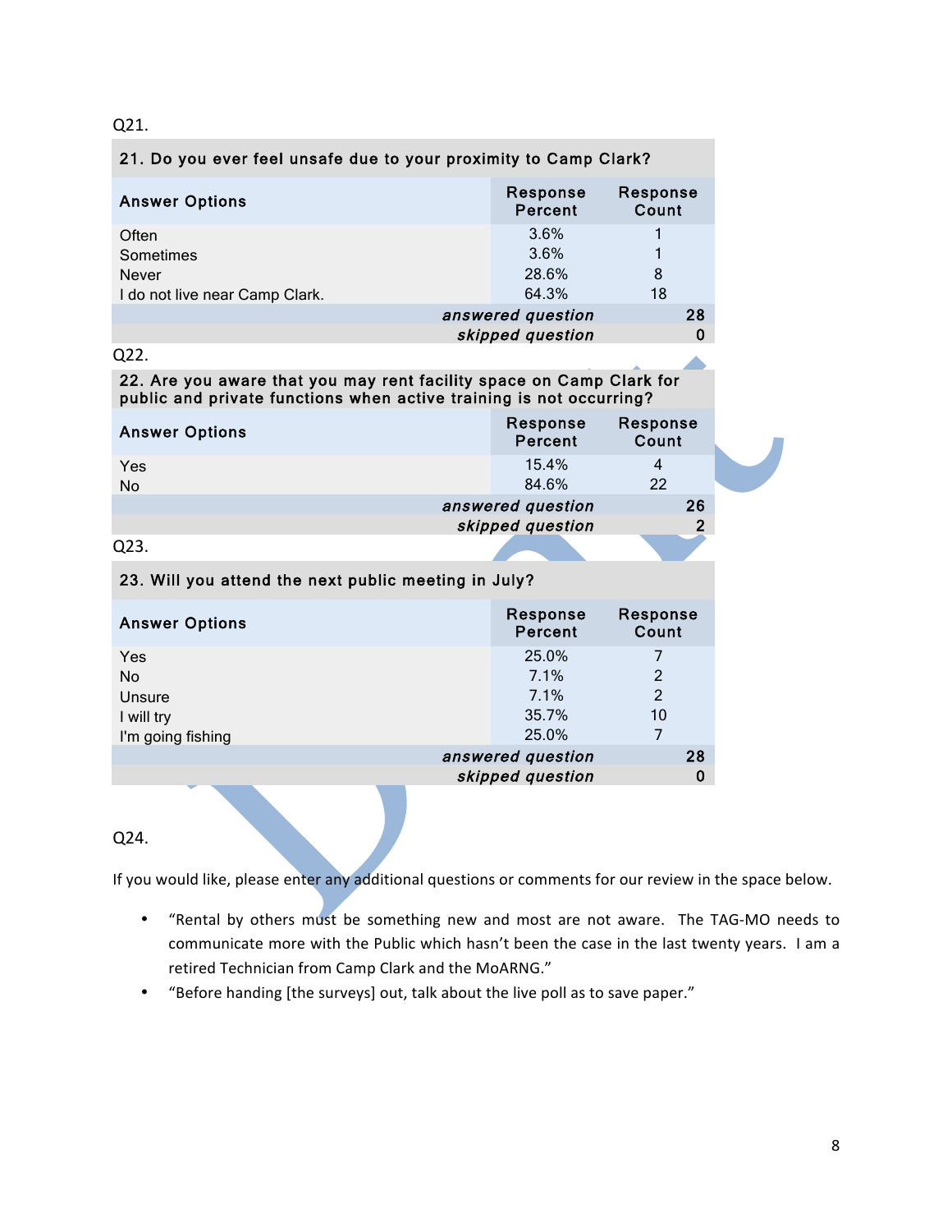Q21.

| 21. Do you ever feel unsafe due to your proximity to Camp Clark? | | |
|---|---|---|
| **Answer Options** | **Response Percent** | **Response Count** |
| Often | 3.6% | 1 |
| Sometimes | 3.6% | 1 |
| Never | 28.6% | 8 |
| I do not live near Camp Clark. | 64.3% | 18 |
| | *answered question* | 28 |
| | *skipped question* | 0 |

Q22.

| 22. Are you aware that you may rent facility space on Camp Clark for public and private functions when active training is not occurring? | | |
|---|---|---|
| **Answer Options** | **Response Percent** | **Response Count** |
| Yes | 15.4% | 4 |
| No | 84.6% | 22 |
| | *answered question* | 26 |
| | *skipped question* | 2 |

Q23.

| 23. Will you attend the next public meeting in July? | | |
|---|---|---|
| **Answer Options** | **Response Percent** | **Response Count** |
| Yes | 25.0% | 7 |
| No | 7.1% | 2 |
| Unsure | 7.1% | 2 |
| I will try | 35.7% | 10 |
| I'm going fishing | 25.0% | 7 |
| | *answered question* | 28 |
| | *skipped question* | 0 |

Q24.

If you would like, please enter any additional questions or comments for our review in the space below.

- "Rental by others must be something new and most are not aware. The TAG-MO needs to communicate more with the Public which hasn't been the case in the last twenty years. I am a retired Technician from Camp Clark and the MoARNG."
- "Before handing [the surveys] out, talk about the live poll as to save paper."